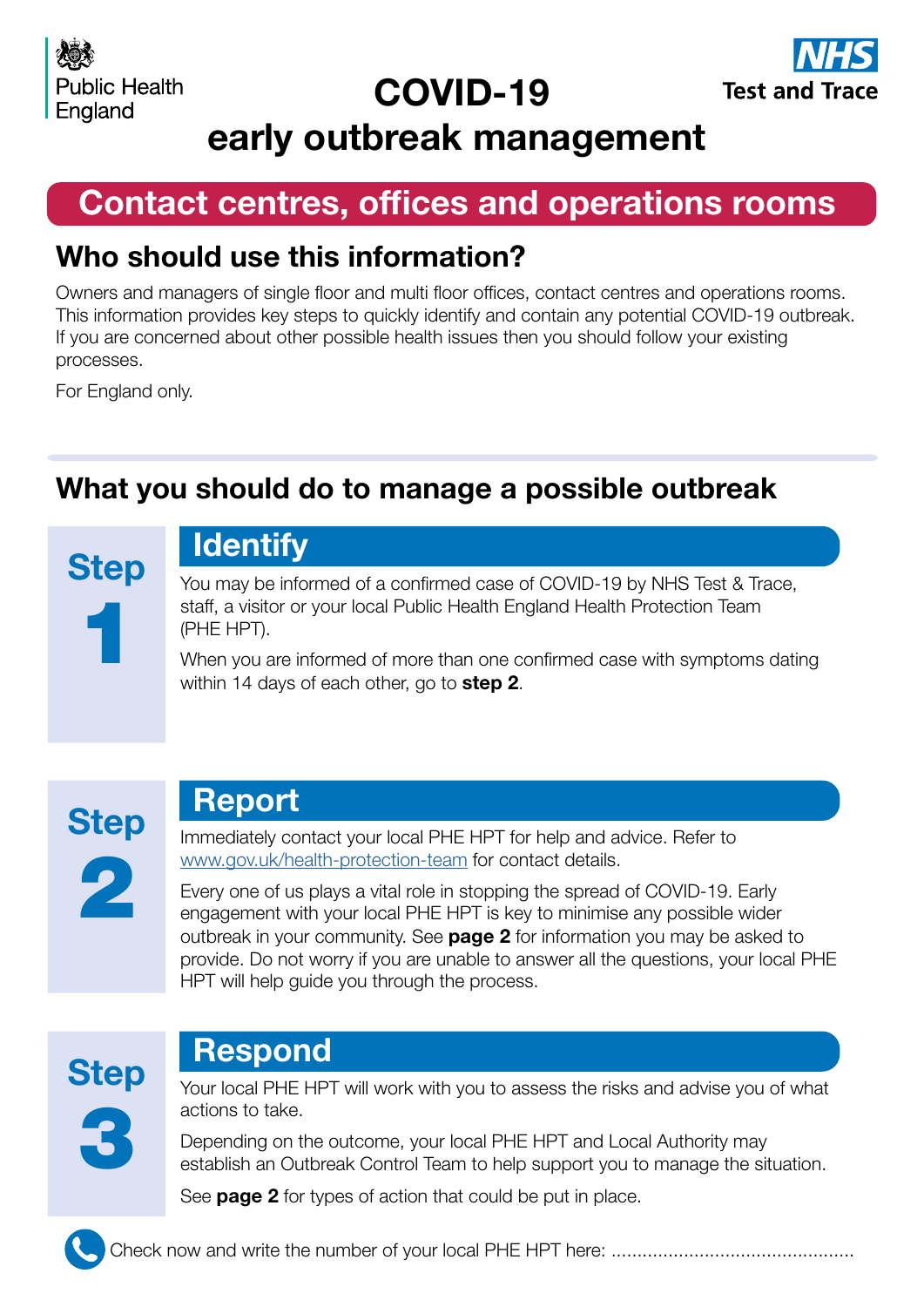Public Health England

NHS Test and Trace

# COVID-19 early outbreak management

## Contact centres, offices and operations rooms

### Who should use this information?

Owners and managers of single floor and multi floor offices, contact centres and operations rooms. This information provides key steps to quickly identify and contain any potential COVID-19 outbreak. If you are concerned about other possible health issues then you should follow your existing processes.

For England only.

### What you should do to manage a possible outbreak

#### Step 1 – Identify

You may be informed of a confirmed case of COVID-19 by NHS Test & Trace, staff, a visitor or your local Public Health England Health Protection Team (PHE HPT).

When you are informed of more than one confirmed case with symptoms dating within 14 days of each other, go to **step 2**.

#### Step 2 – Report

Immediately contact your local PHE HPT for help and advice. Refer to www.gov.uk/health-protection-team for contact details.

Every one of us plays a vital role in stopping the spread of COVID-19. Early engagement with your local PHE HPT is key to minimise any possible wider outbreak in your community. See **page 2** for information you may be asked to provide. Do not worry if you are unable to answer all the questions, your local PHE HPT will help guide you through the process.

#### Step 3 – Respond

Your local PHE HPT will work with you to assess the risks and advise you of what actions to take.

Depending on the outcome, your local PHE HPT and Local Authority may establish an Outbreak Control Team to help support you to manage the situation.

See **page 2** for types of action that could be put in place.

Check now and write the number of your local PHE HPT here: ..............................................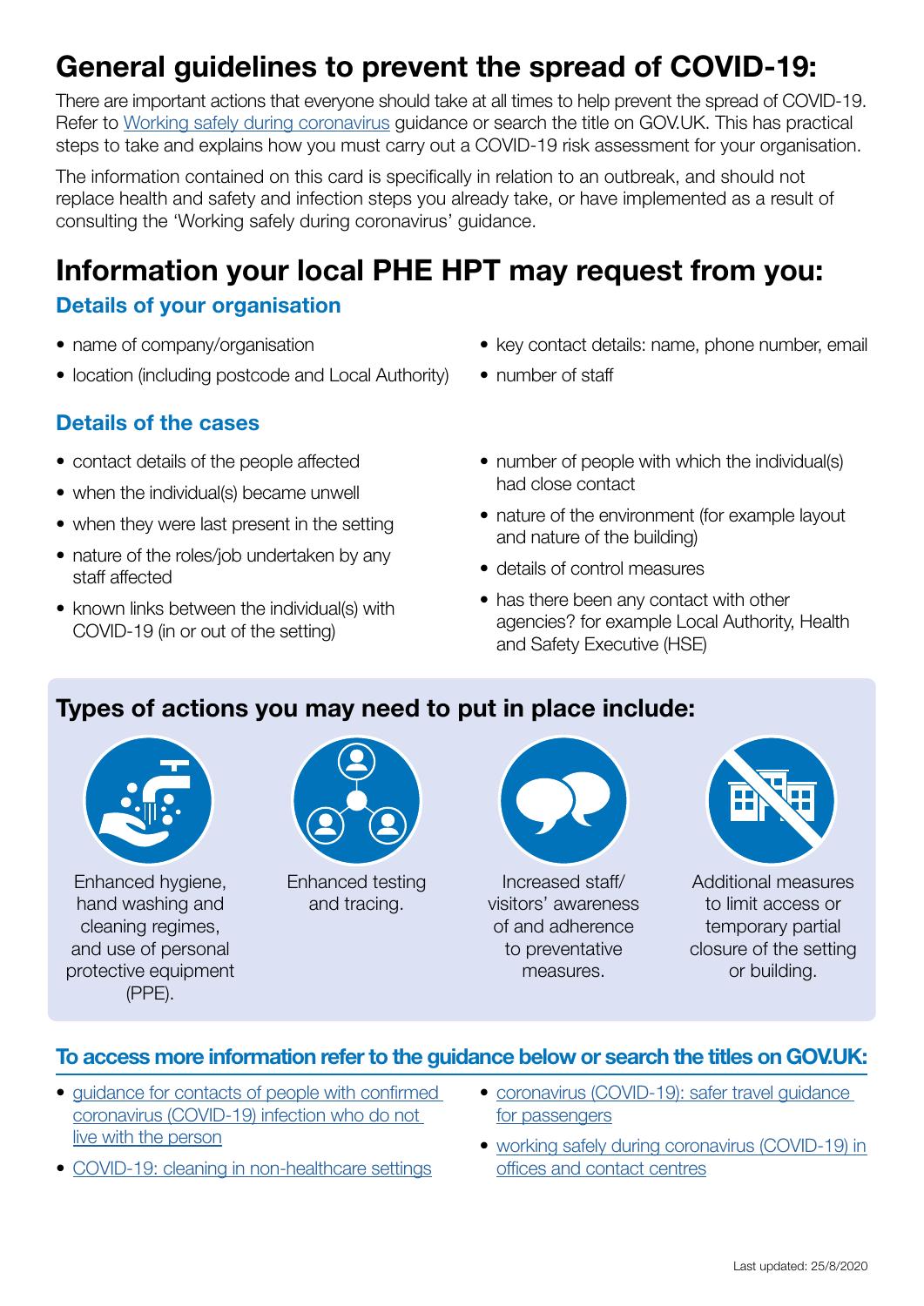# General guidelines to prevent the spread of COVID-19:

There are important actions that everyone should take at all times to help prevent the spread of COVID-19. Refer to Working safely during coronavirus guidance or search the title on GOV.UK. This has practical steps to take and explains how you must carry out a COVID-19 risk assessment for your organisation.

The information contained on this card is specifically in relation to an outbreak, and should not replace health and safety and infection steps you already take, or have implemented as a result of consulting the 'Working safely during coronavirus' guidance.

# Information your local PHE HPT may request from you:

### Details of your organisation

- name of company/organisation
- location (including postcode and Local Authority)
- key contact details: name, phone number, email
- number of staff

### Details of the cases

- contact details of the people affected
- when the individual(s) became unwell
- when they were last present in the setting
- nature of the roles/job undertaken by any staff affected
- known links between the individual(s) with COVID-19 (in or out of the setting)
- number of people with which the individual(s) had close contact
- nature of the environment (for example layout and nature of the building)
- details of control measures
- has there been any contact with other agencies? for example Local Authority, Health and Safety Executive (HSE)

## Types of actions you may need to put in place include:

- Enhanced hygiene, hand washing and cleaning regimes, and use of personal protective equipment (PPE).
- Enhanced testing and tracing.
- Increased staff/visitors' awareness of and adherence to preventative measures.
- Additional measures to limit access or temporary partial closure of the setting or building.

### To access more information refer to the guidance below or search the titles on GOV.UK:

- guidance for contacts of people with confirmed coronavirus (COVID-19) infection who do not live with the person
- COVID-19: cleaning in non-healthcare settings
- coronavirus (COVID-19): safer travel guidance for passengers
- working safely during coronavirus (COVID-19) in offices and contact centres

Last updated: 25/8/2020